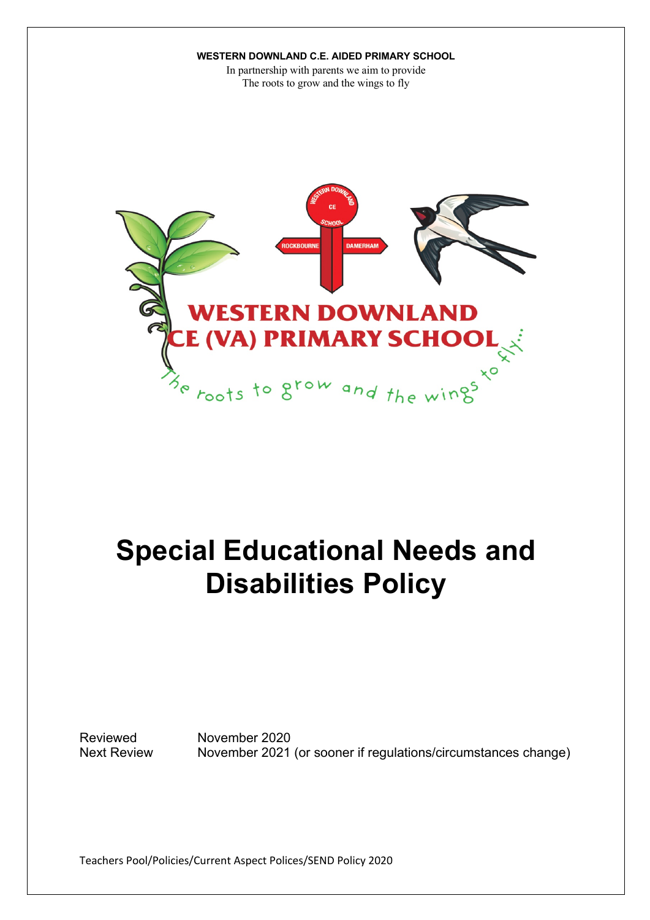**WESTERN DOWNLAND C.E. AIDED PRIMARY SCHOOL**

In partnership with parents we aim to provide
The roots to grow and the wings to fly

# Special Educational Needs and Disabilities Policy

Reviewed November 2020
Next Review November 2021 (or sooner if regulations/circumstances change)

Teachers Pool/Policies/Current Aspect Polices/SEND Policy 2020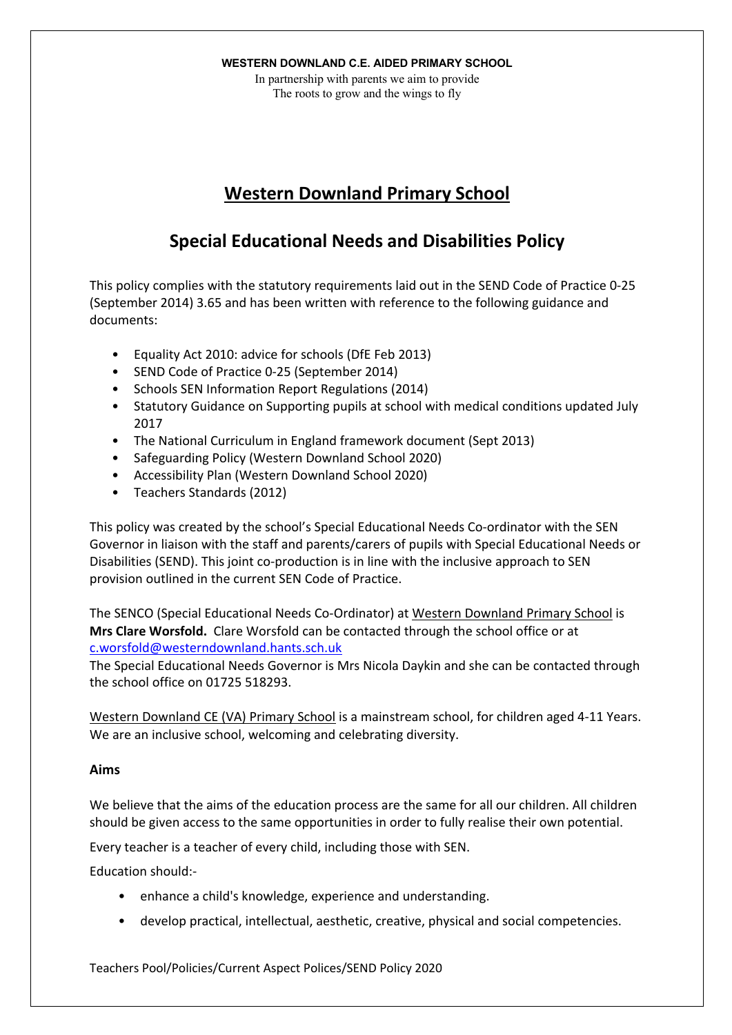**WESTERN DOWNLAND C.E. AIDED PRIMARY SCHOOL**

In partnership with parents we aim to provide
The roots to grow and the wings to fly

# Western Downland Primary School

## Special Educational Needs and Disabilities Policy

This policy complies with the statutory requirements laid out in the SEND Code of Practice 0-25 (September 2014) 3.65 and has been written with reference to the following guidance and documents:

- Equality Act 2010: advice for schools (DfE Feb 2013)
- SEND Code of Practice 0-25 (September 2014)
- Schools SEN Information Report Regulations (2014)
- Statutory Guidance on Supporting pupils at school with medical conditions updated July 2017
- The National Curriculum in England framework document (Sept 2013)
- Safeguarding Policy (Western Downland School 2020)
- Accessibility Plan (Western Downland School 2020)
- Teachers Standards (2012)

This policy was created by the school's Special Educational Needs Co-ordinator with the SEN Governor in liaison with the staff and parents/carers of pupils with Special Educational Needs or Disabilities (SEND). This joint co-production is in line with the inclusive approach to SEN provision outlined in the current SEN Code of Practice.

The SENCO (Special Educational Needs Co-Ordinator) at Western Downland Primary School is **Mrs Clare Worsfold.** Clare Worsfold can be contacted through the school office or at c.worsfold@westerndownland.hants.sch.uk

The Special Educational Needs Governor is Mrs Nicola Daykin and she can be contacted through the school office on 01725 518293.

Western Downland CE (VA) Primary School is a mainstream school, for children aged 4-11 Years. We are an inclusive school, welcoming and celebrating diversity.

**Aims**

We believe that the aims of the education process are the same for all our children. All children should be given access to the same opportunities in order to fully realise their own potential.

Every teacher is a teacher of every child, including those with SEN.

Education should:-

- enhance a child's knowledge, experience and understanding.
- develop practical, intellectual, aesthetic, creative, physical and social competencies.

Teachers Pool/Policies/Current Aspect Polices/SEND Policy 2020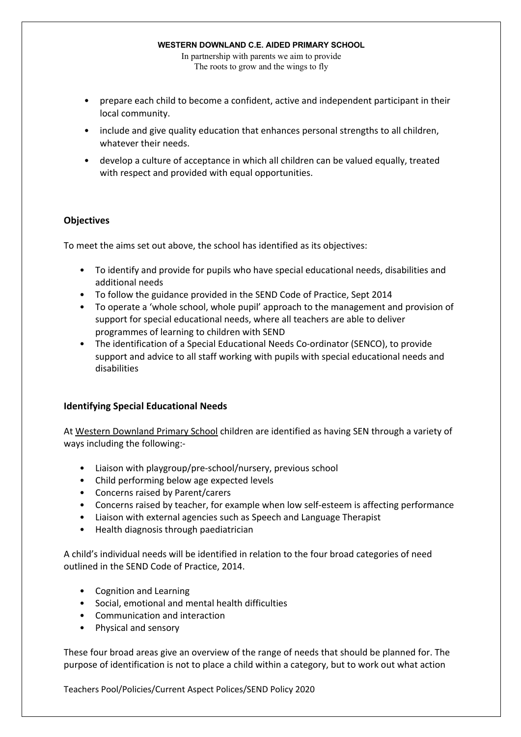- prepare each child to become a confident, active and independent participant in their local community.
- include and give quality education that enhances personal strengths to all children, whatever their needs.
- develop a culture of acceptance in which all children can be valued equally, treated with respect and provided with equal opportunities.

## Objectives

To meet the aims set out above, the school has identified as its objectives:

- To identify and provide for pupils who have special educational needs, disabilities and additional needs
- To follow the guidance provided in the SEND Code of Practice, Sept 2014
- To operate a 'whole school, whole pupil' approach to the management and provision of support for special educational needs, where all teachers are able to deliver programmes of learning to children with SEND
- The identification of a Special Educational Needs Co-ordinator (SENCO), to provide support and advice to all staff working with pupils with special educational needs and disabilities

## Identifying Special Educational Needs

At Western Downland Primary School children are identified as having SEN through a variety of ways including the following:-

- Liaison with playgroup/pre-school/nursery, previous school
- Child performing below age expected levels
- Concerns raised by Parent/carers
- Concerns raised by teacher, for example when low self-esteem is affecting performance
- Liaison with external agencies such as Speech and Language Therapist
- Health diagnosis through paediatrician

A child's individual needs will be identified in relation to the four broad categories of need outlined in the SEND Code of Practice, 2014.

- Cognition and Learning
- Social, emotional and mental health difficulties
- Communication and interaction
- Physical and sensory

These four broad areas give an overview of the range of needs that should be planned for. The purpose of identification is not to place a child within a category, but to work out what action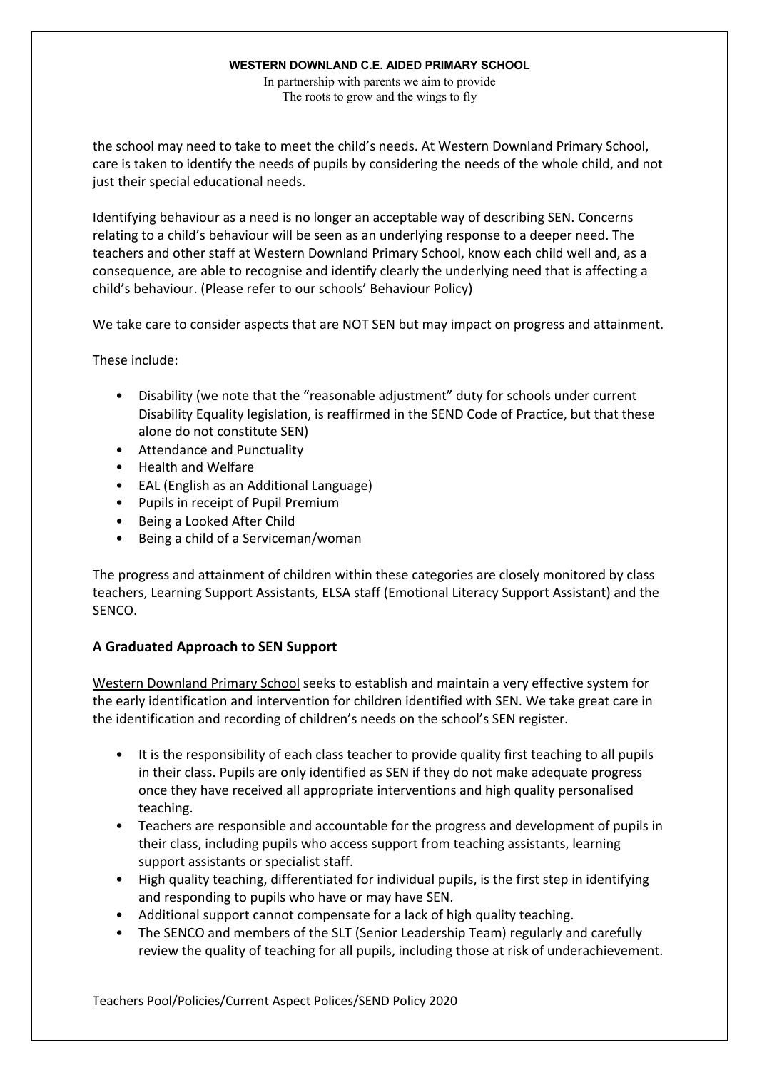the school may need to take to meet the child's needs. At Western Downland Primary School, care is taken to identify the needs of pupils by considering the needs of the whole child, and not just their special educational needs.

Identifying behaviour as a need is no longer an acceptable way of describing SEN. Concerns relating to a child's behaviour will be seen as an underlying response to a deeper need. The teachers and other staff at Western Downland Primary School, know each child well and, as a consequence, are able to recognise and identify clearly the underlying need that is affecting a child's behaviour. (Please refer to our schools' Behaviour Policy)

We take care to consider aspects that are NOT SEN but may impact on progress and attainment.

These include:

- Disability (we note that the "reasonable adjustment" duty for schools under current Disability Equality legislation, is reaffirmed in the SEND Code of Practice, but that these alone do not constitute SEN)
- Attendance and Punctuality
- Health and Welfare
- EAL (English as an Additional Language)
- Pupils in receipt of Pupil Premium
- Being a Looked After Child
- Being a child of a Serviceman/woman

The progress and attainment of children within these categories are closely monitored by class teachers, Learning Support Assistants, ELSA staff (Emotional Literacy Support Assistant) and the SENCO.

## A Graduated Approach to SEN Support

Western Downland Primary School seeks to establish and maintain a very effective system for the early identification and intervention for children identified with SEN. We take great care in the identification and recording of children's needs on the school's SEN register.

- It is the responsibility of each class teacher to provide quality first teaching to all pupils in their class. Pupils are only identified as SEN if they do not make adequate progress once they have received all appropriate interventions and high quality personalised teaching.
- Teachers are responsible and accountable for the progress and development of pupils in their class, including pupils who access support from teaching assistants, learning support assistants or specialist staff.
- High quality teaching, differentiated for individual pupils, is the first step in identifying and responding to pupils who have or may have SEN.
- Additional support cannot compensate for a lack of high quality teaching.
- The SENCO and members of the SLT (Senior Leadership Team) regularly and carefully review the quality of teaching for all pupils, including those at risk of underachievement.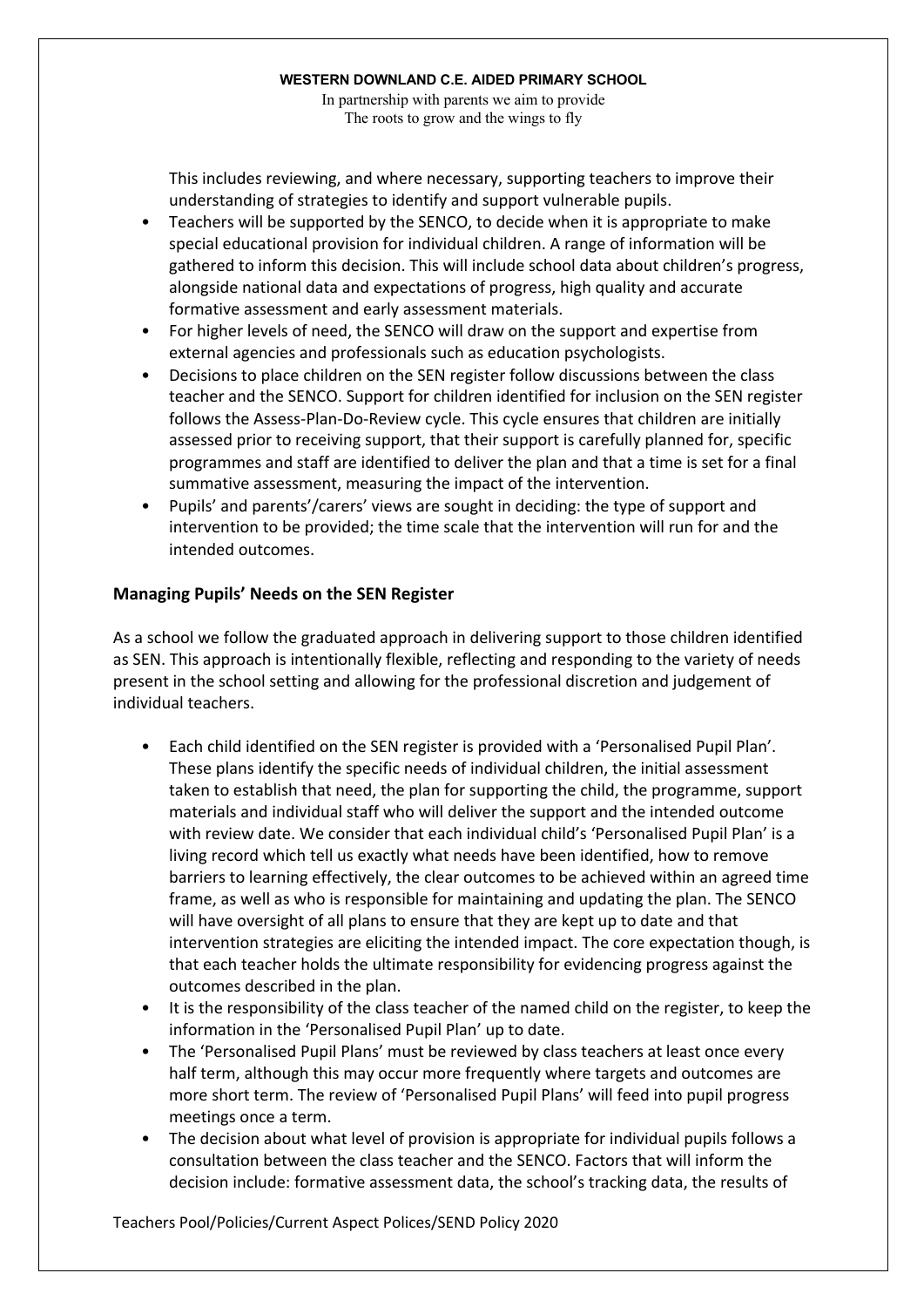This includes reviewing, and where necessary, supporting teachers to improve their understanding of strategies to identify and support vulnerable pupils.

- Teachers will be supported by the SENCO, to decide when it is appropriate to make special educational provision for individual children. A range of information will be gathered to inform this decision. This will include school data about children's progress, alongside national data and expectations of progress, high quality and accurate formative assessment and early assessment materials.
- For higher levels of need, the SENCO will draw on the support and expertise from external agencies and professionals such as education psychologists.
- Decisions to place children on the SEN register follow discussions between the class teacher and the SENCO. Support for children identified for inclusion on the SEN register follows the Assess-Plan-Do-Review cycle. This cycle ensures that children are initially assessed prior to receiving support, that their support is carefully planned for, specific programmes and staff are identified to deliver the plan and that a time is set for a final summative assessment, measuring the impact of the intervention.
- Pupils' and parents'/carers' views are sought in deciding: the type of support and intervention to be provided; the time scale that the intervention will run for and the intended outcomes.

## Managing Pupils' Needs on the SEN Register

As a school we follow the graduated approach in delivering support to those children identified as SEN. This approach is intentionally flexible, reflecting and responding to the variety of needs present in the school setting and allowing for the professional discretion and judgement of individual teachers.

- Each child identified on the SEN register is provided with a 'Personalised Pupil Plan'. These plans identify the specific needs of individual children, the initial assessment taken to establish that need, the plan for supporting the child, the programme, support materials and individual staff who will deliver the support and the intended outcome with review date. We consider that each individual child's 'Personalised Pupil Plan' is a living record which tell us exactly what needs have been identified, how to remove barriers to learning effectively, the clear outcomes to be achieved within an agreed time frame, as well as who is responsible for maintaining and updating the plan. The SENCO will have oversight of all plans to ensure that they are kept up to date and that intervention strategies are eliciting the intended impact. The core expectation though, is that each teacher holds the ultimate responsibility for evidencing progress against the outcomes described in the plan.
- It is the responsibility of the class teacher of the named child on the register, to keep the information in the 'Personalised Pupil Plan' up to date.
- The 'Personalised Pupil Plans' must be reviewed by class teachers at least once every half term, although this may occur more frequently where targets and outcomes are more short term. The review of 'Personalised Pupil Plans' will feed into pupil progress meetings once a term.
- The decision about what level of provision is appropriate for individual pupils follows a consultation between the class teacher and the SENCO. Factors that will inform the decision include: formative assessment data, the school's tracking data, the results of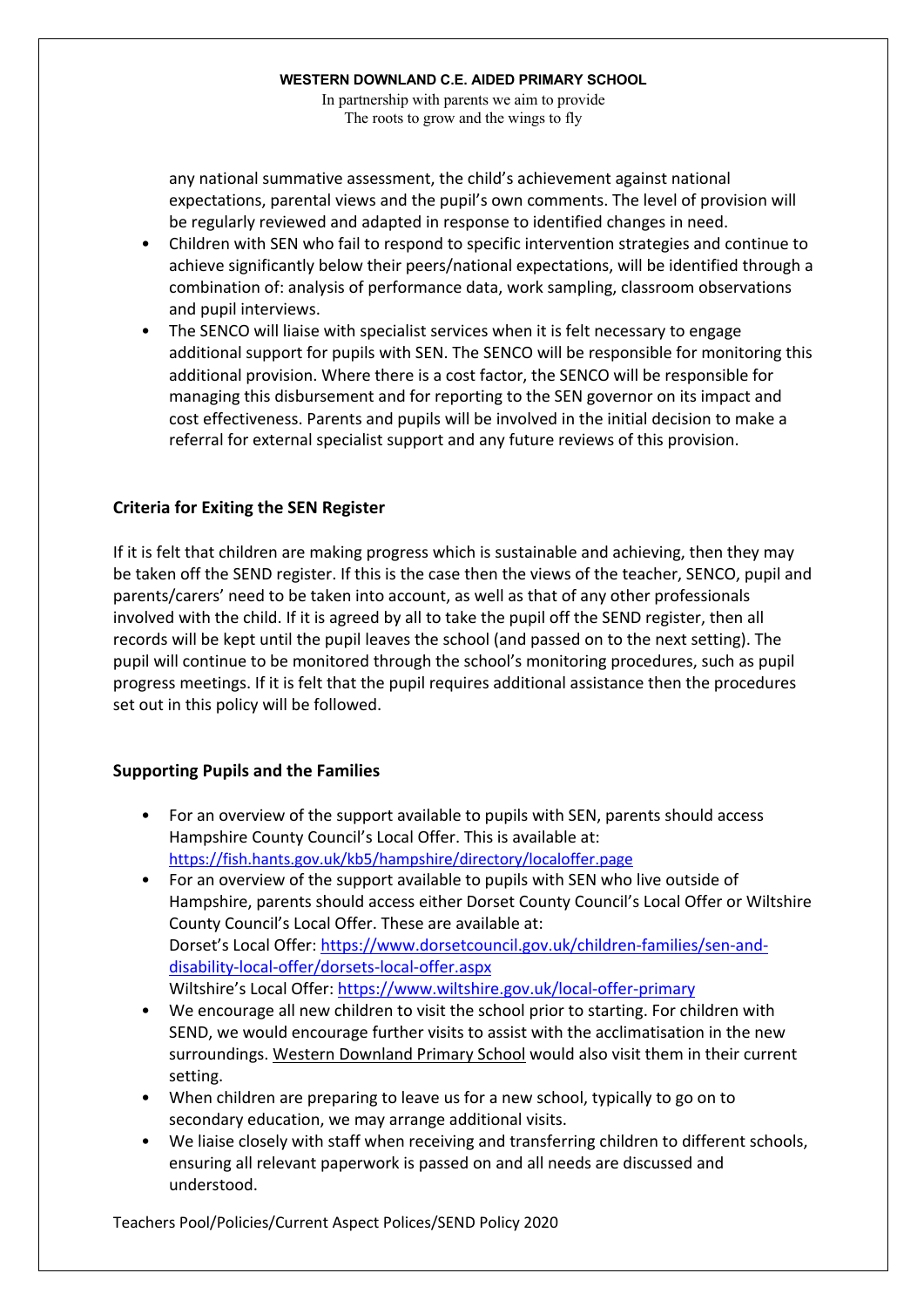any national summative assessment, the child's achievement against national expectations, parental views and the pupil's own comments. The level of provision will be regularly reviewed and adapted in response to identified changes in need.

- Children with SEN who fail to respond to specific intervention strategies and continue to achieve significantly below their peers/national expectations, will be identified through a combination of: analysis of performance data, work sampling, classroom observations and pupil interviews.
- The SENCO will liaise with specialist services when it is felt necessary to engage additional support for pupils with SEN. The SENCO will be responsible for monitoring this additional provision. Where there is a cost factor, the SENCO will be responsible for managing this disbursement and for reporting to the SEN governor on its impact and cost effectiveness. Parents and pupils will be involved in the initial decision to make a referral for external specialist support and any future reviews of this provision.

## Criteria for Exiting the SEN Register

If it is felt that children are making progress which is sustainable and achieving, then they may be taken off the SEND register. If this is the case then the views of the teacher, SENCO, pupil and parents/carers' need to be taken into account, as well as that of any other professionals involved with the child. If it is agreed by all to take the pupil off the SEND register, then all records will be kept until the pupil leaves the school (and passed on to the next setting). The pupil will continue to be monitored through the school's monitoring procedures, such as pupil progress meetings. If it is felt that the pupil requires additional assistance then the procedures set out in this policy will be followed.

## Supporting Pupils and the Families

- For an overview of the support available to pupils with SEN, parents should access Hampshire County Council's Local Offer. This is available at: https://fish.hants.gov.uk/kb5/hampshire/directory/localoffer.page
- For an overview of the support available to pupils with SEN who live outside of Hampshire, parents should access either Dorset County Council's Local Offer or Wiltshire County Council's Local Offer. These are available at:
  Dorset's Local Offer: https://www.dorsetcouncil.gov.uk/children-families/sen-and-disability-local-offer/dorsets-local-offer.aspx
  Wiltshire's Local Offer: https://www.wiltshire.gov.uk/local-offer-primary
- We encourage all new children to visit the school prior to starting. For children with SEND, we would encourage further visits to assist with the acclimatisation in the new surroundings. Western Downland Primary School would also visit them in their current setting.
- When children are preparing to leave us for a new school, typically to go on to secondary education, we may arrange additional visits.
- We liaise closely with staff when receiving and transferring children to different schools, ensuring all relevant paperwork is passed on and all needs are discussed and understood.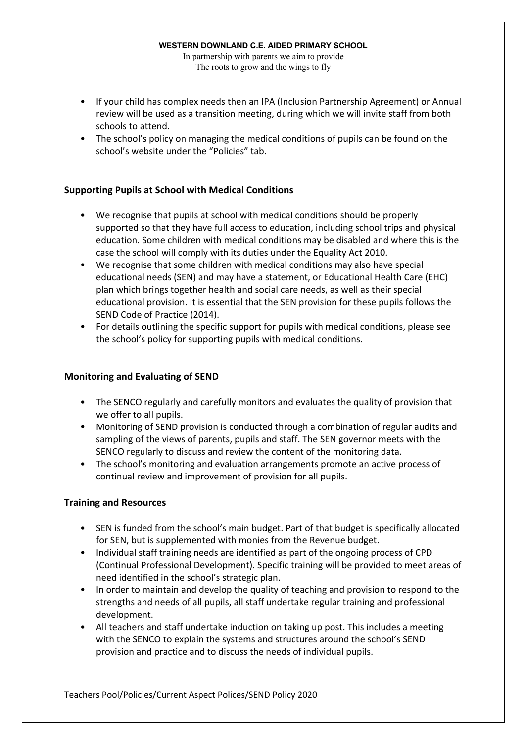- If your child has complex needs then an IPA (Inclusion Partnership Agreement) or Annual review will be used as a transition meeting, during which we will invite staff from both schools to attend.
- The school's policy on managing the medical conditions of pupils can be found on the school's website under the "Policies" tab.

## Supporting Pupils at School with Medical Conditions

- We recognise that pupils at school with medical conditions should be properly supported so that they have full access to education, including school trips and physical education. Some children with medical conditions may be disabled and where this is the case the school will comply with its duties under the Equality Act 2010.
- We recognise that some children with medical conditions may also have special educational needs (SEN) and may have a statement, or Educational Health Care (EHC) plan which brings together health and social care needs, as well as their special educational provision. It is essential that the SEN provision for these pupils follows the SEND Code of Practice (2014).
- For details outlining the specific support for pupils with medical conditions, please see the school's policy for supporting pupils with medical conditions.

## Monitoring and Evaluating of SEND

- The SENCO regularly and carefully monitors and evaluates the quality of provision that we offer to all pupils.
- Monitoring of SEND provision is conducted through a combination of regular audits and sampling of the views of parents, pupils and staff. The SEN governor meets with the SENCO regularly to discuss and review the content of the monitoring data.
- The school's monitoring and evaluation arrangements promote an active process of continual review and improvement of provision for all pupils.

## Training and Resources

- SEN is funded from the school's main budget. Part of that budget is specifically allocated for SEN, but is supplemented with monies from the Revenue budget.
- Individual staff training needs are identified as part of the ongoing process of CPD (Continual Professional Development). Specific training will be provided to meet areas of need identified in the school's strategic plan.
- In order to maintain and develop the quality of teaching and provision to respond to the strengths and needs of all pupils, all staff undertake regular training and professional development.
- All teachers and staff undertake induction on taking up post. This includes a meeting with the SENCO to explain the systems and structures around the school's SEND provision and practice and to discuss the needs of individual pupils.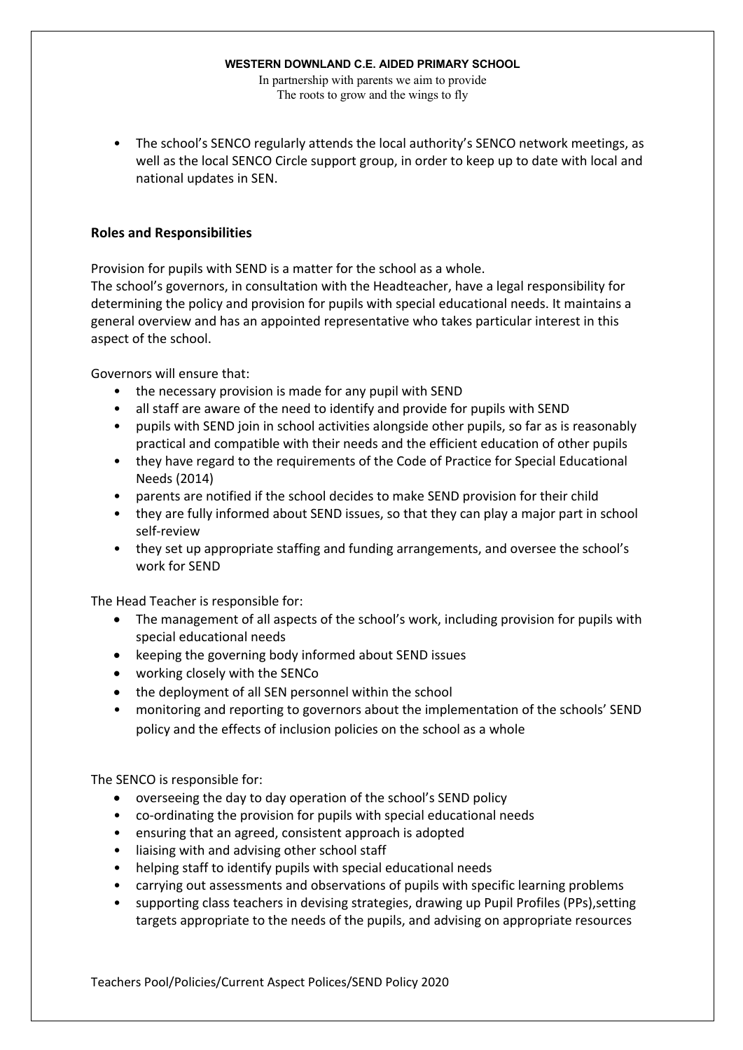- The school's SENCO regularly attends the local authority's SENCO network meetings, as well as the local SENCO Circle support group, in order to keep up to date with local and national updates in SEN.

## Roles and Responsibilities

Provision for pupils with SEND is a matter for the school as a whole.
The school's governors, in consultation with the Headteacher, have a legal responsibility for determining the policy and provision for pupils with special educational needs. It maintains a general overview and has an appointed representative who takes particular interest in this aspect of the school.

Governors will ensure that:

- the necessary provision is made for any pupil with SEND
- all staff are aware of the need to identify and provide for pupils with SEND
- pupils with SEND join in school activities alongside other pupils, so far as is reasonably practical and compatible with their needs and the efficient education of other pupils
- they have regard to the requirements of the Code of Practice for Special Educational Needs (2014)
- parents are notified if the school decides to make SEND provision for their child
- they are fully informed about SEND issues, so that they can play a major part in school self-review
- they set up appropriate staffing and funding arrangements, and oversee the school's work for SEND

The Head Teacher is responsible for:

- The management of all aspects of the school's work, including provision for pupils with special educational needs
- keeping the governing body informed about SEND issues
- working closely with the SENCo
- the deployment of all SEN personnel within the school
- monitoring and reporting to governors about the implementation of the schools' SEND policy and the effects of inclusion policies on the school as a whole

The SENCO is responsible for:

- overseeing the day to day operation of the school's SEND policy
- co-ordinating the provision for pupils with special educational needs
- ensuring that an agreed, consistent approach is adopted
- liaising with and advising other school staff
- helping staff to identify pupils with special educational needs
- carrying out assessments and observations of pupils with specific learning problems
- supporting class teachers in devising strategies, drawing up Pupil Profiles (PPs),setting targets appropriate to the needs of the pupils, and advising on appropriate resources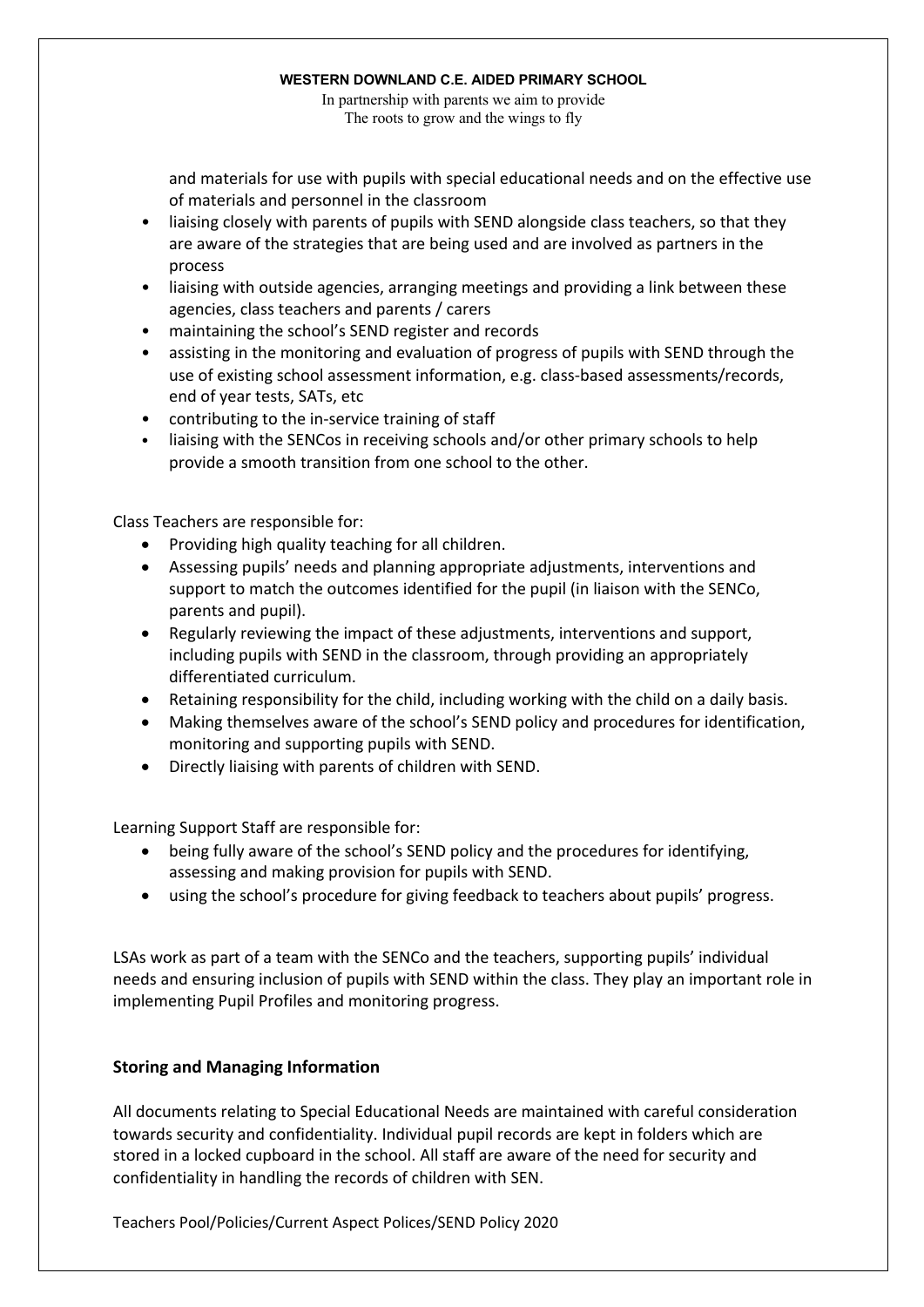and materials for use with pupils with special educational needs and on the effective use of materials and personnel in the classroom

- liaising closely with parents of pupils with SEND alongside class teachers, so that they are aware of the strategies that are being used and are involved as partners in the process
- liaising with outside agencies, arranging meetings and providing a link between these agencies, class teachers and parents / carers
- maintaining the school's SEND register and records
- assisting in the monitoring and evaluation of progress of pupils with SEND through the use of existing school assessment information, e.g. class-based assessments/records, end of year tests, SATs, etc
- contributing to the in-service training of staff
- liaising with the SENCos in receiving schools and/or other primary schools to help provide a smooth transition from one school to the other.

Class Teachers are responsible for:

- Providing high quality teaching for all children.
- Assessing pupils' needs and planning appropriate adjustments, interventions and support to match the outcomes identified for the pupil (in liaison with the SENCo, parents and pupil).
- Regularly reviewing the impact of these adjustments, interventions and support, including pupils with SEND in the classroom, through providing an appropriately differentiated curriculum.
- Retaining responsibility for the child, including working with the child on a daily basis.
- Making themselves aware of the school's SEND policy and procedures for identification, monitoring and supporting pupils with SEND.
- Directly liaising with parents of children with SEND.

Learning Support Staff are responsible for:

- being fully aware of the school's SEND policy and the procedures for identifying, assessing and making provision for pupils with SEND.
- using the school's procedure for giving feedback to teachers about pupils' progress.

LSAs work as part of a team with the SENCo and the teachers, supporting pupils' individual needs and ensuring inclusion of pupils with SEND within the class. They play an important role in implementing Pupil Profiles and monitoring progress.

## Storing and Managing Information

All documents relating to Special Educational Needs are maintained with careful consideration towards security and confidentiality. Individual pupil records are kept in folders which are stored in a locked cupboard in the school. All staff are aware of the need for security and confidentiality in handling the records of children with SEN.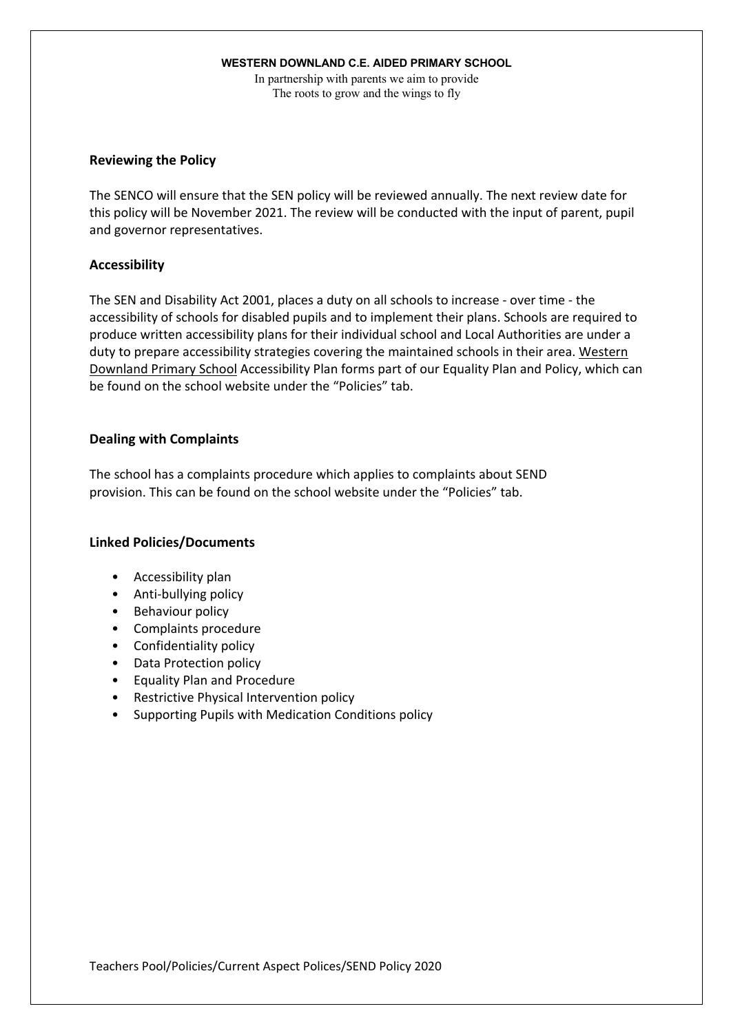## Reviewing the Policy

The SENCO will ensure that the SEN policy will be reviewed annually. The next review date for this policy will be November 2021. The review will be conducted with the input of parent, pupil and governor representatives.

## Accessibility

The SEN and Disability Act 2001, places a duty on all schools to increase - over time - the accessibility of schools for disabled pupils and to implement their plans. Schools are required to produce written accessibility plans for their individual school and Local Authorities are under a duty to prepare accessibility strategies covering the maintained schools in their area. Western Downland Primary School Accessibility Plan forms part of our Equality Plan and Policy, which can be found on the school website under the "Policies" tab.

## Dealing with Complaints

The school has a complaints procedure which applies to complaints about SEND provision. This can be found on the school website under the "Policies" tab.

## Linked Policies/Documents

- Accessibility plan
- Anti-bullying policy
- Behaviour policy
- Complaints procedure
- Confidentiality policy
- Data Protection policy
- Equality Plan and Procedure
- Restrictive Physical Intervention policy
- Supporting Pupils with Medication Conditions policy